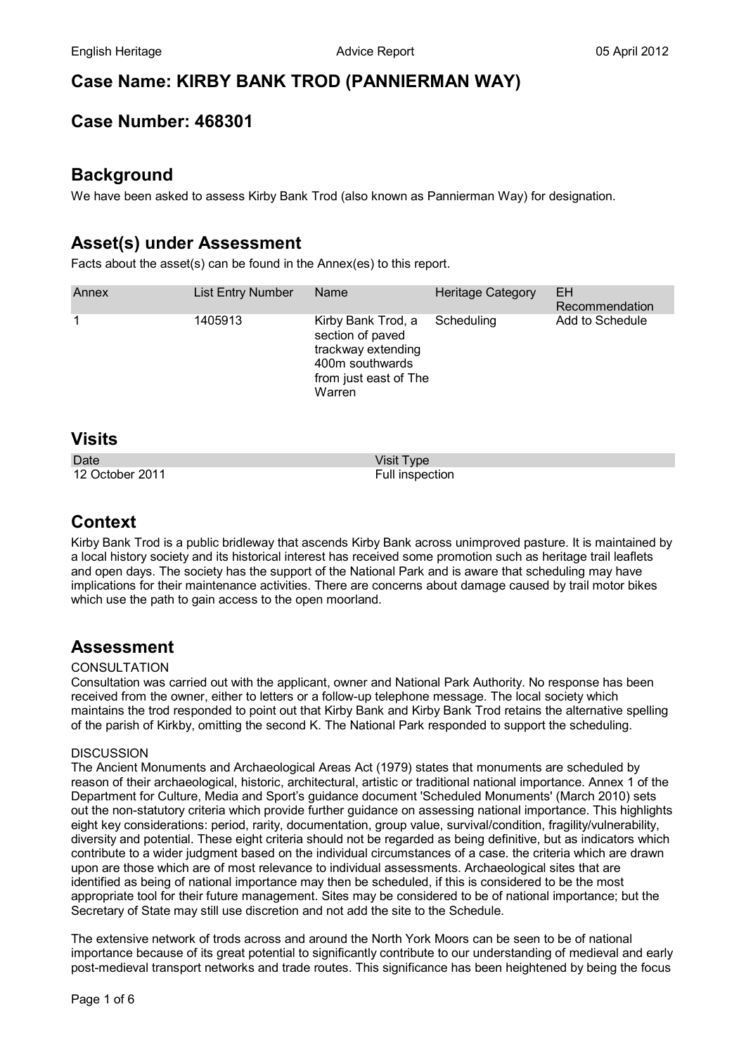# Case Name: KIRBY BANK TROD (PANNIERMAN WAY)

## Case Number: 468301

## Background

We have been asked to assess Kirby Bank Trod (also known as Pannierman Way) for designation.

## Asset(s) under Assessment

Facts about the asset(s) can be found in the Annex(es) to this report.

| Annex | List Entry Number | Name | Heritage Category | EH Recommendation |
|---|---|---|---|---|
| 1 | 1405913 | Kirby Bank Trod, a section of paved trackway extending 400m southwards from just east of The Warren | Scheduling | Add to Schedule |

## Visits

| Date | Visit Type |
|---|---|
| 12 October 2011 | Full inspection |

## Context

Kirby Bank Trod is a public bridleway that ascends Kirby Bank across unimproved pasture. It is maintained by a local history society and its historical interest has received some promotion such as heritage trail leaflets and open days. The society has the support of the National Park and is aware that scheduling may have implications for their maintenance activities. There are concerns about damage caused by trail motor bikes which use the path to gain access to the open moorland.

## Assessment

CONSULTATION

Consultation was carried out with the applicant, owner and National Park Authority. No response has been received from the owner, either to letters or a follow-up telephone message. The local society which maintains the trod responded to point out that Kirby Bank and Kirby Bank Trod retains the alternative spelling of the parish of Kirkby, omitting the second K. The National Park responded to support the scheduling.

DISCUSSION

The Ancient Monuments and Archaeological Areas Act (1979) states that monuments are scheduled by reason of their archaeological, historic, architectural, artistic or traditional national importance. Annex 1 of the Department for Culture, Media and Sport's guidance document 'Scheduled Monuments' (March 2010) sets out the non-statutory criteria which provide further guidance on assessing national importance. This highlights eight key considerations: period, rarity, documentation, group value, survival/condition, fragility/vulnerability, diversity and potential. These eight criteria should not be regarded as being definitive, but as indicators which contribute to a wider judgment based on the individual circumstances of a case. the criteria which are drawn upon are those which are of most relevance to individual assessments. Archaeological sites that are identified as being of national importance may then be scheduled, if this is considered to be the most appropriate tool for their future management. Sites may be considered to be of national importance; but the Secretary of State may still use discretion and not add the site to the Schedule.

The extensive network of trods across and around the North York Moors can be seen to be of national importance because of its great potential to significantly contribute to our understanding of medieval and early post-medieval transport networks and trade routes. This significance has been heightened by being the focus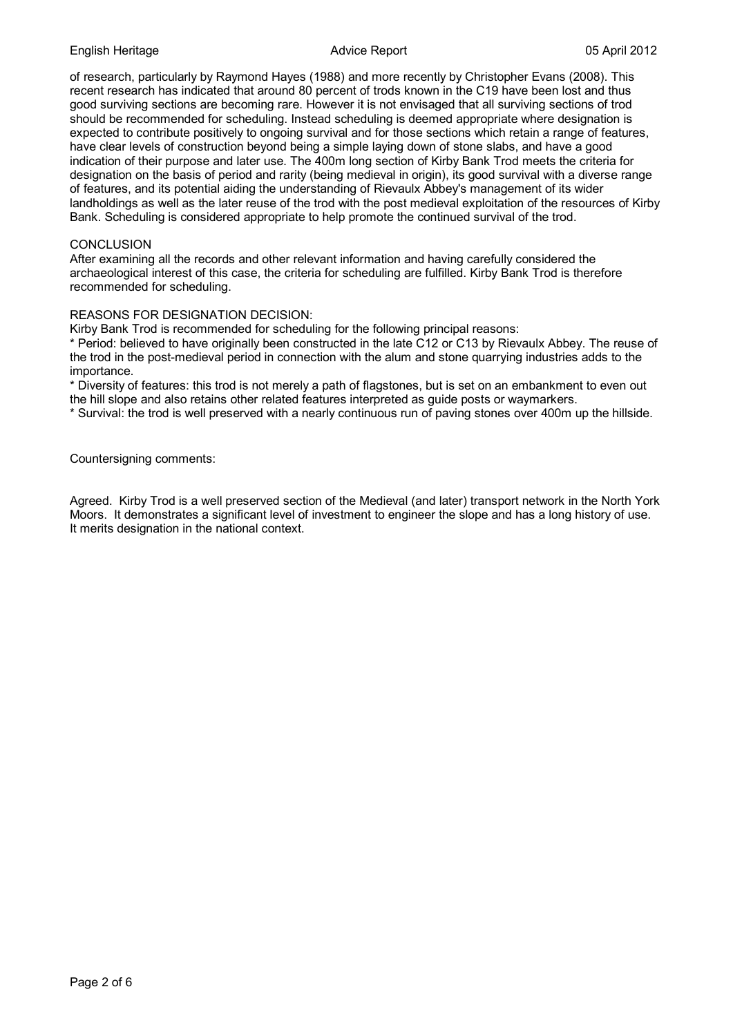of research, particularly by Raymond Hayes (1988) and more recently by Christopher Evans (2008). This recent research has indicated that around 80 percent of trods known in the C19 have been lost and thus good surviving sections are becoming rare. However it is not envisaged that all surviving sections of trod should be recommended for scheduling. Instead scheduling is deemed appropriate where designation is expected to contribute positively to ongoing survival and for those sections which retain a range of features, have clear levels of construction beyond being a simple laying down of stone slabs, and have a good indication of their purpose and later use. The 400m long section of Kirby Bank Trod meets the criteria for designation on the basis of period and rarity (being medieval in origin), its good survival with a diverse range of features, and its potential aiding the understanding of Rievaulx Abbey's management of its wider landholdings as well as the later reuse of the trod with the post medieval exploitation of the resources of Kirby Bank. Scheduling is considered appropriate to help promote the continued survival of the trod.

CONCLUSION

After examining all the records and other relevant information and having carefully considered the archaeological interest of this case, the criteria for scheduling are fulfilled. Kirby Bank Trod is therefore recommended for scheduling.

REASONS FOR DESIGNATION DECISION:

Kirby Bank Trod is recommended for scheduling for the following principal reasons:

* Period: believed to have originally been constructed in the late C12 or C13 by Rievaulx Abbey. The reuse of the trod in the post-medieval period in connection with the alum and stone quarrying industries adds to the importance.
* Diversity of features: this trod is not merely a path of flagstones, but is set on an embankment to even out the hill slope and also retains other related features interpreted as guide posts or waymarkers.
* Survival: the trod is well preserved with a nearly continuous run of paving stones over 400m up the hillside.

Countersigning comments:

Agreed. Kirby Trod is a well preserved section of the Medieval (and later) transport network in the North York Moors. It demonstrates a significant level of investment to engineer the slope and has a long history of use. It merits designation in the national context.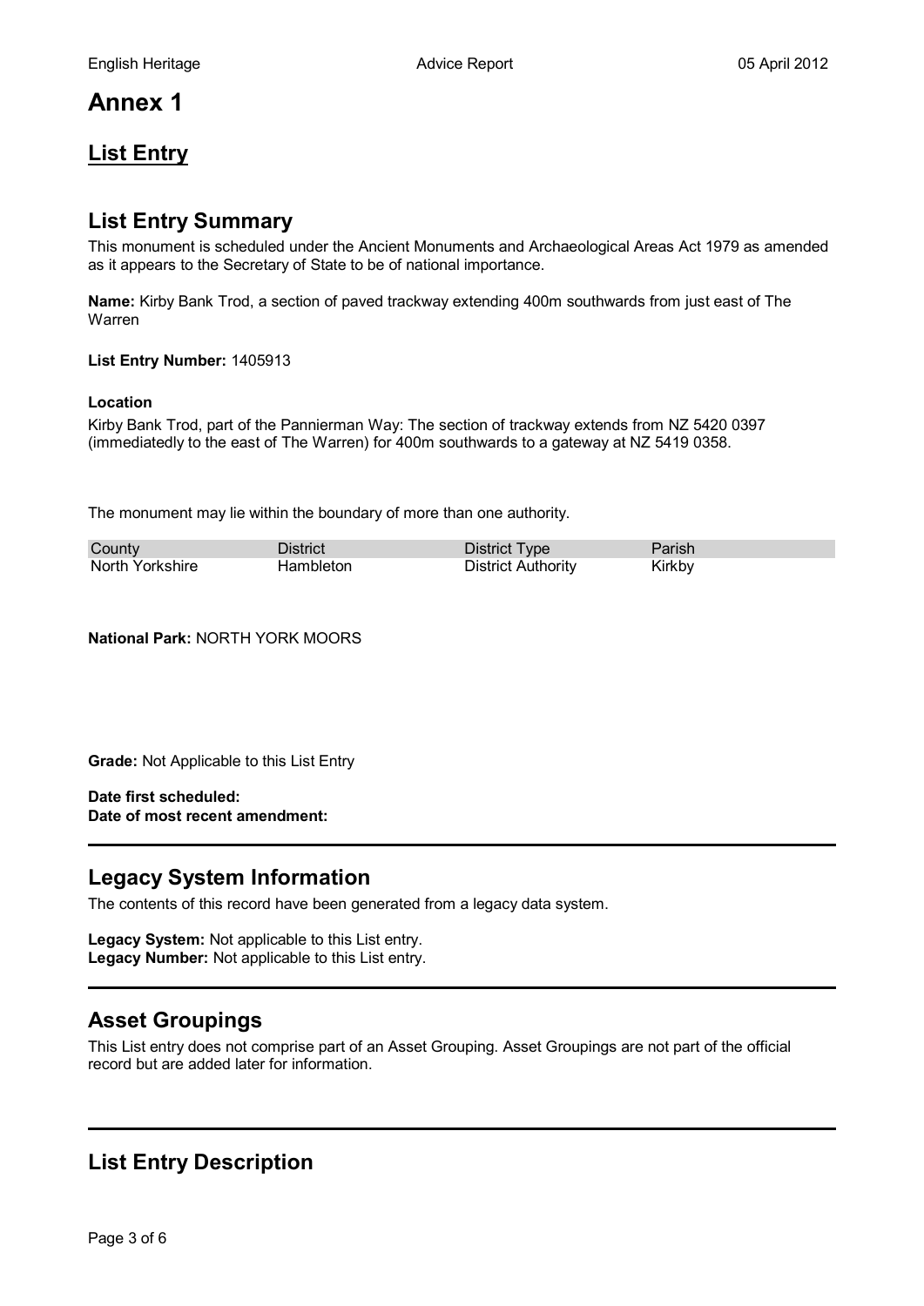# Annex 1

## List Entry

## List Entry Summary

This monument is scheduled under the Ancient Monuments and Archaeological Areas Act 1979 as amended as it appears to the Secretary of State to be of national importance.

**Name:** Kirby Bank Trod, a section of paved trackway extending 400m southwards from just east of The Warren

**List Entry Number:** 1405913

**Location**

Kirby Bank Trod, part of the Pannierman Way: The section of trackway extends from NZ 5420 0397 (immediatedly to the east of The Warren) for 400m southwards to a gateway at NZ 5419 0358.

The monument may lie within the boundary of more than one authority.

| County | District | District Type | Parish |
|---|---|---|---|
| North Yorkshire | Hambleton | District Authority | Kirkby |

**National Park:** NORTH YORK MOORS

**Grade:** Not Applicable to this List Entry

**Date first scheduled:**
**Date of most recent amendment:**

## Legacy System Information

The contents of this record have been generated from a legacy data system.

**Legacy System:** Not applicable to this List entry.
**Legacy Number:** Not applicable to this List entry.

## Asset Groupings

This List entry does not comprise part of an Asset Grouping. Asset Groupings are not part of the official record but are added later for information.

## List Entry Description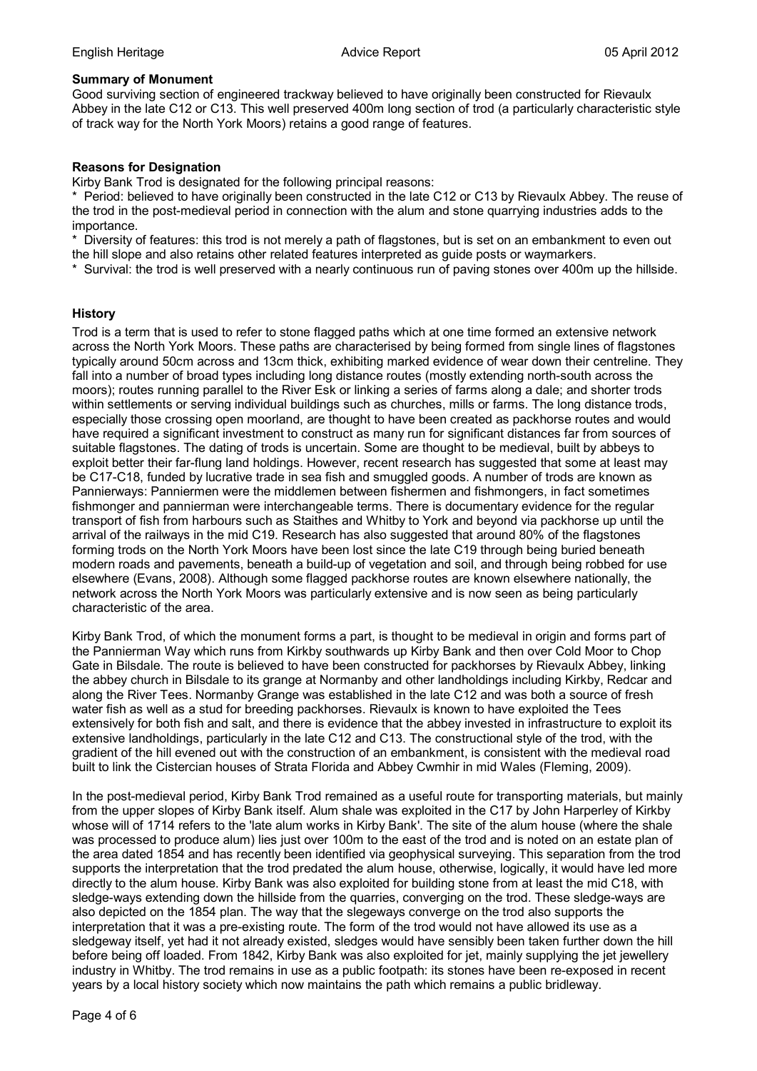**Summary of Monument**

Good surviving section of engineered trackway believed to have originally been constructed for Rievaulx Abbey in the late C12 or C13. This well preserved 400m long section of trod (a particularly characteristic style of track way for the North York Moors) retains a good range of features.

**Reasons for Designation**

Kirby Bank Trod is designated for the following principal reasons:

* Period: believed to have originally been constructed in the late C12 or C13 by Rievaulx Abbey. The reuse of the trod in the post-medieval period in connection with the alum and stone quarrying industries adds to the importance.
* Diversity of features: this trod is not merely a path of flagstones, but is set on an embankment to even out the hill slope and also retains other related features interpreted as guide posts or waymarkers.
* Survival: the trod is well preserved with a nearly continuous run of paving stones over 400m up the hillside.

**History**

Trod is a term that is used to refer to stone flagged paths which at one time formed an extensive network across the North York Moors. These paths are characterised by being formed from single lines of flagstones typically around 50cm across and 13cm thick, exhibiting marked evidence of wear down their centreline. They fall into a number of broad types including long distance routes (mostly extending north-south across the moors); routes running parallel to the River Esk or linking a series of farms along a dale; and shorter trods within settlements or serving individual buildings such as churches, mills or farms. The long distance trods, especially those crossing open moorland, are thought to have been created as packhorse routes and would have required a significant investment to construct as many run for significant distances far from sources of suitable flagstones. The dating of trods is uncertain. Some are thought to be medieval, built by abbeys to exploit better their far-flung land holdings. However, recent research has suggested that some at least may be C17-C18, funded by lucrative trade in sea fish and smuggled goods. A number of trods are known as Pannierways: Panniermen were the middlemen between fishermen and fishmongers, in fact sometimes fishmonger and pannierman were interchangeable terms. There is documentary evidence for the regular transport of fish from harbours such as Staithes and Whitby to York and beyond via packhorse up until the arrival of the railways in the mid C19. Research has also suggested that around 80% of the flagstones forming trods on the North York Moors have been lost since the late C19 through being buried beneath modern roads and pavements, beneath a build-up of vegetation and soil, and through being robbed for use elsewhere (Evans, 2008). Although some flagged packhorse routes are known elsewhere nationally, the network across the North York Moors was particularly extensive and is now seen as being particularly characteristic of the area.

Kirby Bank Trod, of which the monument forms a part, is thought to be medieval in origin and forms part of the Pannierman Way which runs from Kirkby southwards up Kirby Bank and then over Cold Moor to Chop Gate in Bilsdale. The route is believed to have been constructed for packhorses by Rievaulx Abbey, linking the abbey church in Bilsdale to its grange at Normanby and other landholdings including Kirkby, Redcar and along the River Tees. Normanby Grange was established in the late C12 and was both a source of fresh water fish as well as a stud for breeding packhorses. Rievaulx is known to have exploited the Tees extensively for both fish and salt, and there is evidence that the abbey invested in infrastructure to exploit its extensive landholdings, particularly in the late C12 and C13. The constructional style of the trod, with the gradient of the hill evened out with the construction of an embankment, is consistent with the medieval road built to link the Cistercian houses of Strata Florida and Abbey Cwmhir in mid Wales (Fleming, 2009).

In the post-medieval period, Kirby Bank Trod remained as a useful route for transporting materials, but mainly from the upper slopes of Kirby Bank itself. Alum shale was exploited in the C17 by John Harperley of Kirkby whose will of 1714 refers to the 'late alum works in Kirby Bank'. The site of the alum house (where the shale was processed to produce alum) lies just over 100m to the east of the trod and is noted on an estate plan of the area dated 1854 and has recently been identified via geophysical surveying. This separation from the trod supports the interpretation that the trod predated the alum house, otherwise, logically, it would have led more directly to the alum house. Kirby Bank was also exploited for building stone from at least the mid C18, with sledge-ways extending down the hillside from the quarries, converging on the trod. These sledge-ways are also depicted on the 1854 plan. The way that the slegeways converge on the trod also supports the interpretation that it was a pre-existing route. The form of the trod would not have allowed its use as a sledgeway itself, yet had it not already existed, sledges would have sensibly been taken further down the hill before being off loaded. From 1842, Kirby Bank was also exploited for jet, mainly supplying the jet jewellery industry in Whitby. The trod remains in use as a public footpath: its stones have been re-exposed in recent years by a local history society which now maintains the path which remains a public bridleway.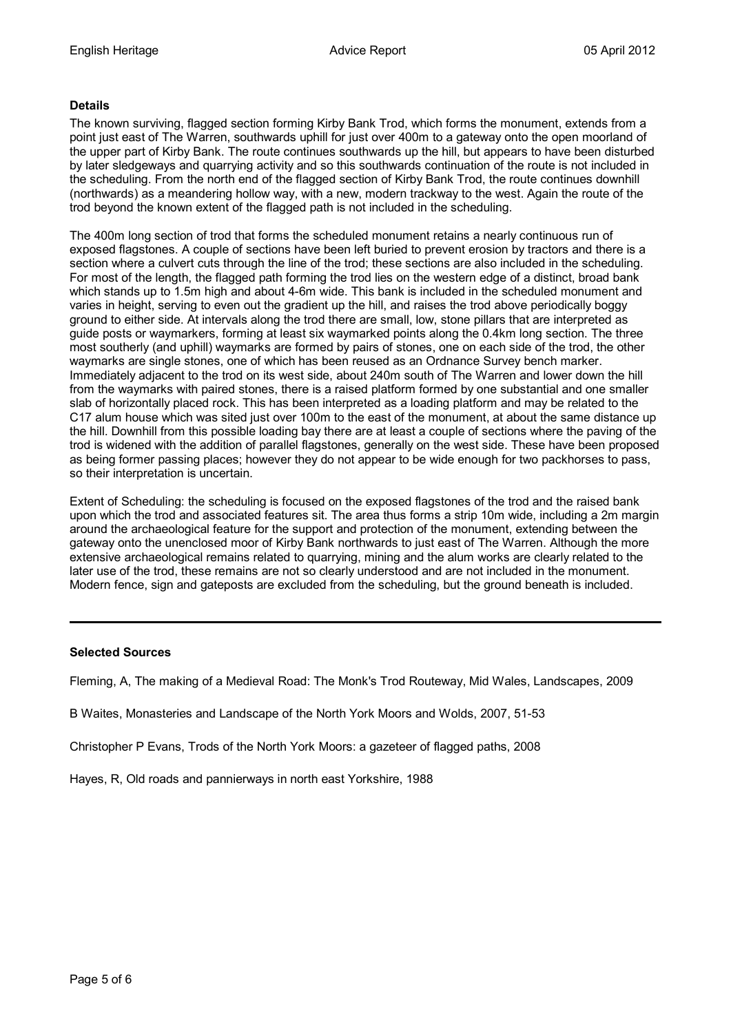**Details**

The known surviving, flagged section forming Kirby Bank Trod, which forms the monument, extends from a point just east of The Warren, southwards uphill for just over 400m to a gateway onto the open moorland of the upper part of Kirby Bank. The route continues southwards up the hill, but appears to have been disturbed by later sledgeways and quarrying activity and so this southwards continuation of the route is not included in the scheduling. From the north end of the flagged section of Kirby Bank Trod, the route continues downhill (northwards) as a meandering hollow way, with a new, modern trackway to the west. Again the route of the trod beyond the known extent of the flagged path is not included in the scheduling.

The 400m long section of trod that forms the scheduled monument retains a nearly continuous run of exposed flagstones. A couple of sections have been left buried to prevent erosion by tractors and there is a section where a culvert cuts through the line of the trod; these sections are also included in the scheduling. For most of the length, the flagged path forming the trod lies on the western edge of a distinct, broad bank which stands up to 1.5m high and about 4-6m wide. This bank is included in the scheduled monument and varies in height, serving to even out the gradient up the hill, and raises the trod above periodically boggy ground to either side. At intervals along the trod there are small, low, stone pillars that are interpreted as guide posts or waymarkers, forming at least six waymarked points along the 0.4km long section. The three most southerly (and uphill) waymarks are formed by pairs of stones, one on each side of the trod, the other waymarks are single stones, one of which has been reused as an Ordnance Survey bench marker. Immediately adjacent to the trod on its west side, about 240m south of The Warren and lower down the hill from the waymarks with paired stones, there is a raised platform formed by one substantial and one smaller slab of horizontally placed rock. This has been interpreted as a loading platform and may be related to the C17 alum house which was sited just over 100m to the east of the monument, at about the same distance up the hill. Downhill from this possible loading bay there are at least a couple of sections where the paving of the trod is widened with the addition of parallel flagstones, generally on the west side. These have been proposed as being former passing places; however they do not appear to be wide enough for two packhorses to pass, so their interpretation is uncertain.

Extent of Scheduling: the scheduling is focused on the exposed flagstones of the trod and the raised bank upon which the trod and associated features sit. The area thus forms a strip 10m wide, including a 2m margin around the archaeological feature for the support and protection of the monument, extending between the gateway onto the unenclosed moor of Kirby Bank northwards to just east of The Warren. Although the more extensive archaeological remains related to quarrying, mining and the alum works are clearly related to the later use of the trod, these remains are not so clearly understood and are not included in the monument. Modern fence, sign and gateposts are excluded from the scheduling, but the ground beneath is included.

---

**Selected Sources**

Fleming, A, The making of a Medieval Road: The Monk's Trod Routeway, Mid Wales, Landscapes, 2009

B Waites, Monasteries and Landscape of the North York Moors and Wolds, 2007, 51-53

Christopher P Evans, Trods of the North York Moors: a gazeteer of flagged paths, 2008

Hayes, R, Old roads and pannierways in north east Yorkshire, 1988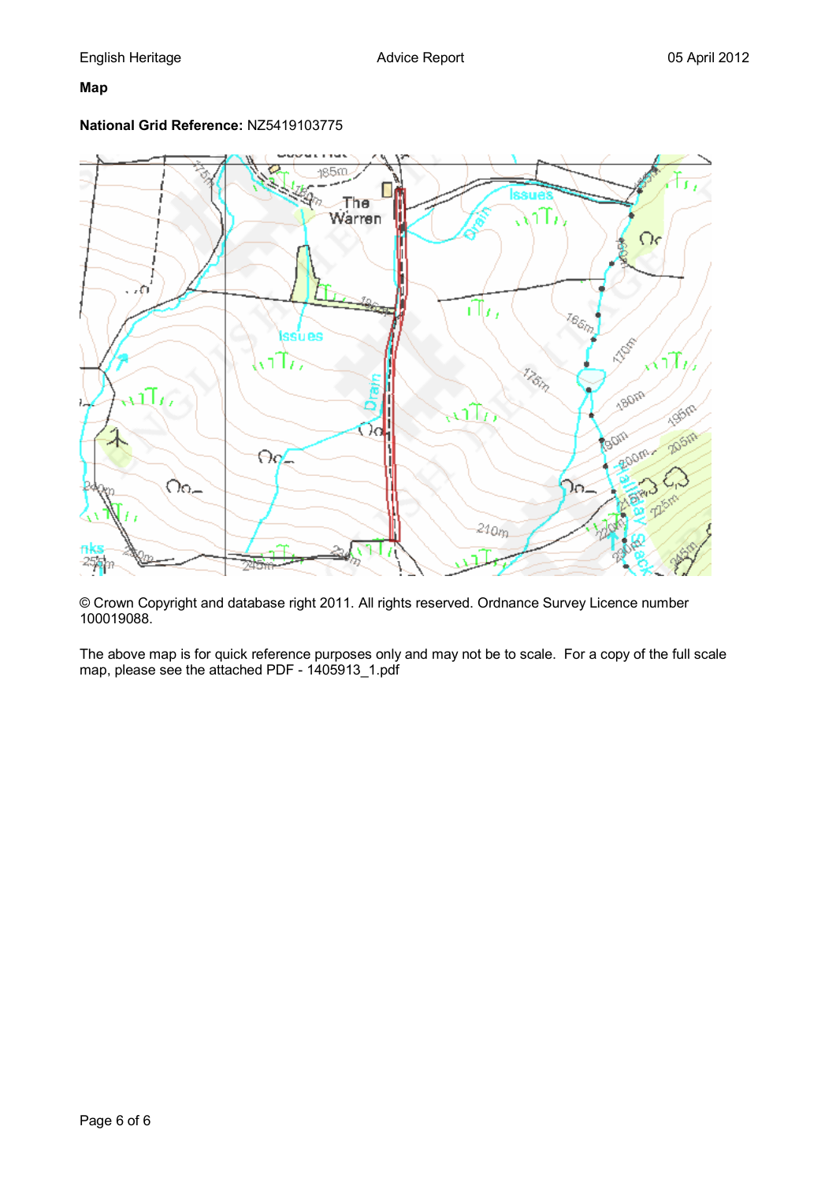**Map**

**National Grid Reference:** NZ5419103775

© Crown Copyright and database right 2011. All rights reserved. Ordnance Survey Licence number 100019088.

The above map is for quick reference purposes only and may not be to scale. For a copy of the full scale map, please see the attached PDF - 1405913_1.pdf